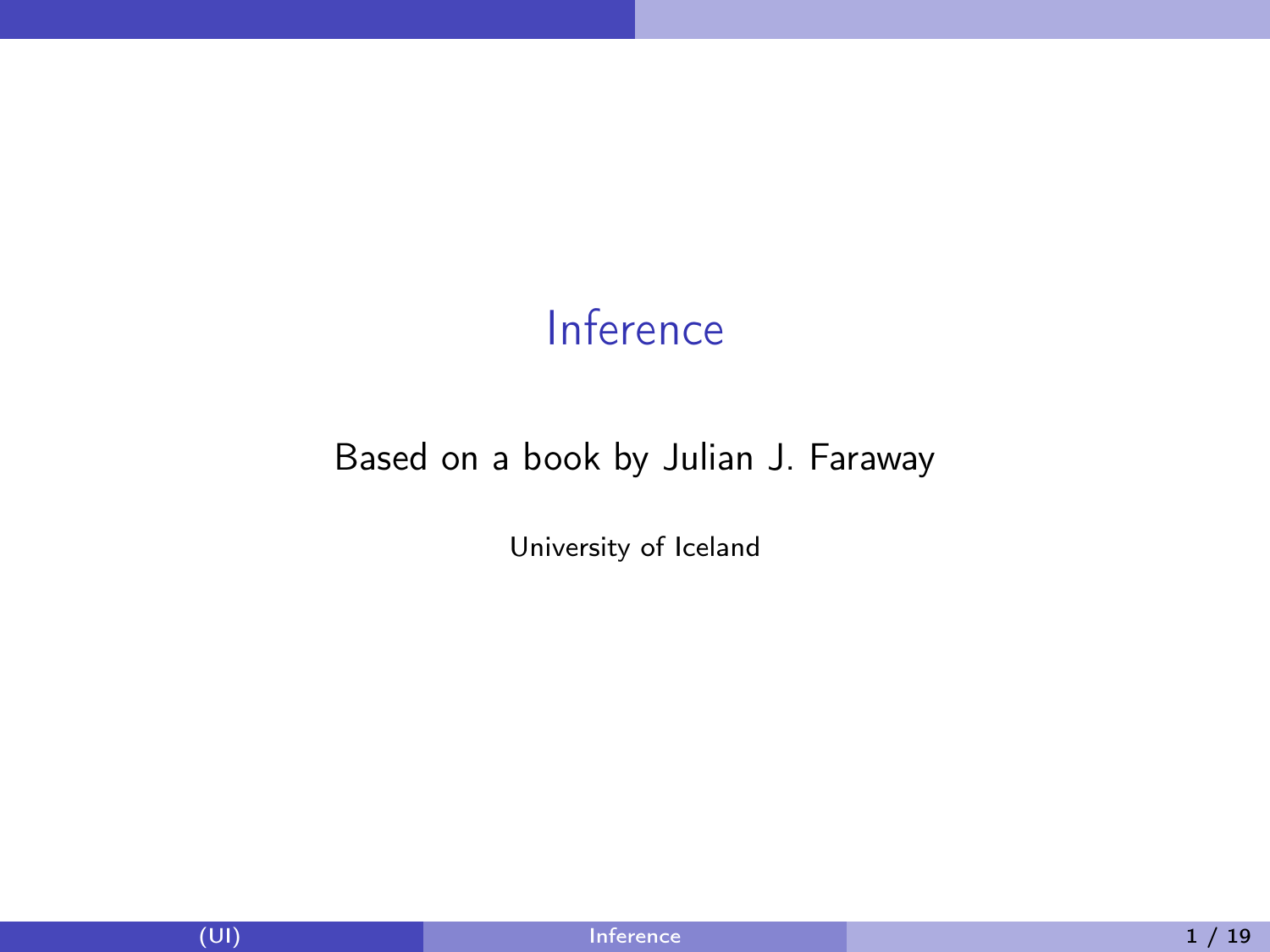# Inference

Based on a book by Julian J. Faraway

University of Iceland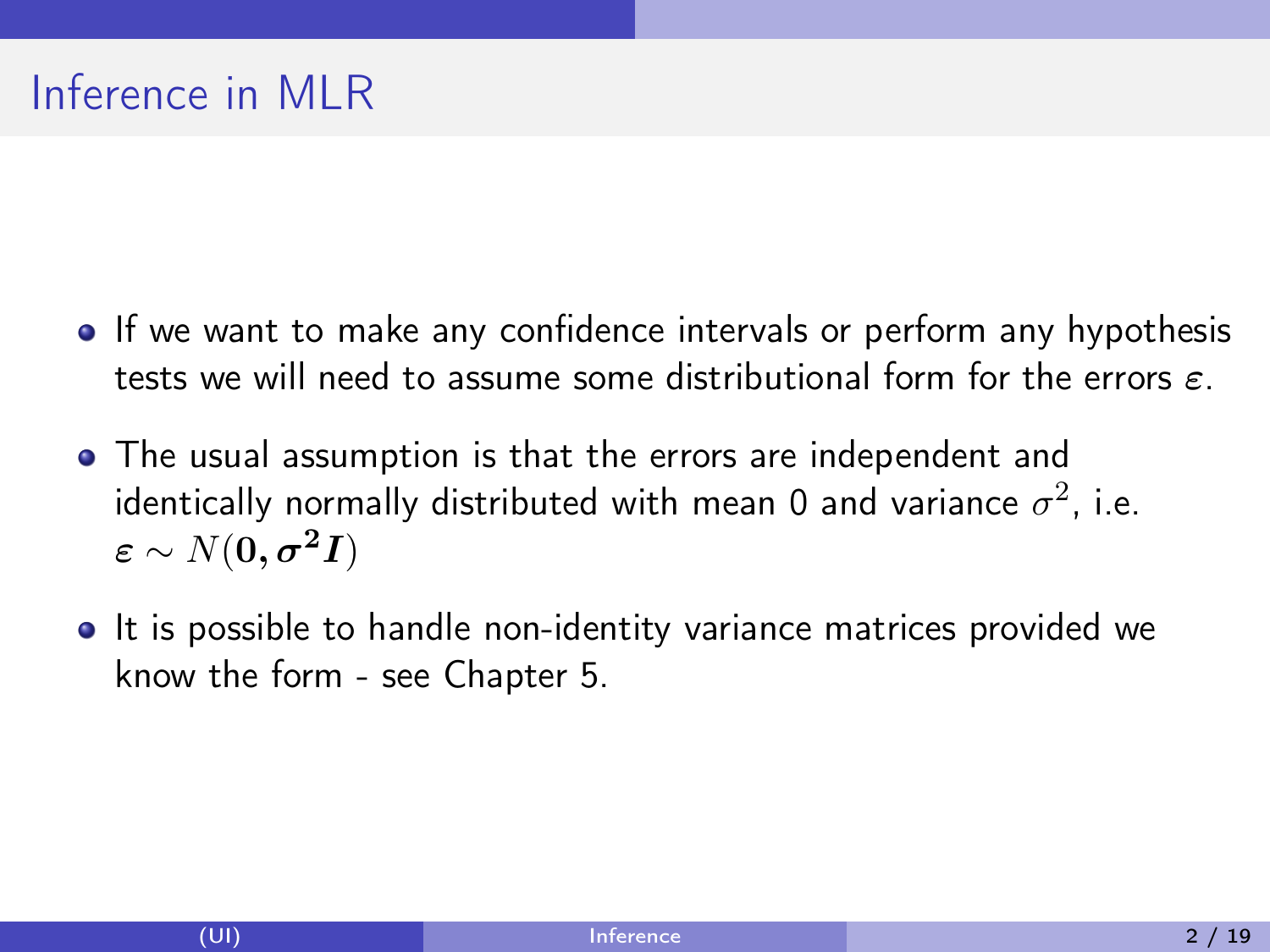# Inference in MLR

- If we want to make any confidence intervals or perform any hypothesis tests we will need to assume some distributional form for the errors $\varepsilon$.
- The usual assumption is that the errors are independent and identically normally distributed with mean 0 and variance $\sigma^2$, i.e. $\boldsymbol{\varepsilon} \sim N(\mathbf{0}, \boldsymbol{\sigma^2 I})$
- It is possible to handle non-identity variance matrices provided we know the form - see Chapter 5.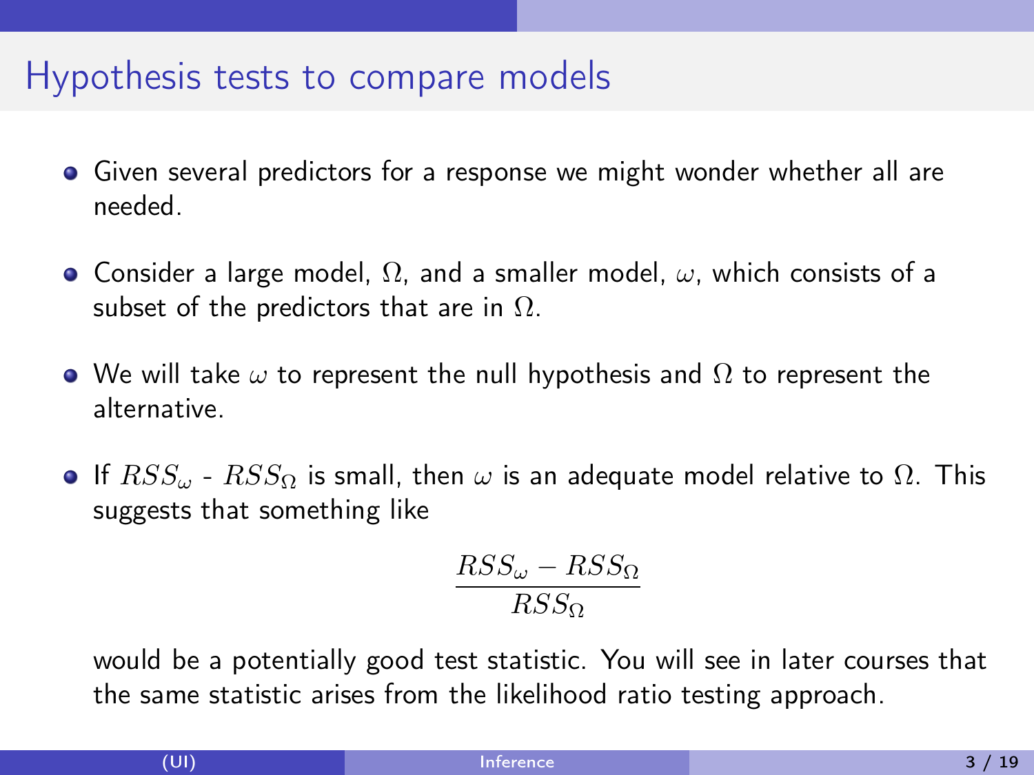# Hypothesis tests to compare models

- Given several predictors for a response we might wonder whether all are needed.
- Consider a large model, $\Omega$, and a smaller model, $\omega$, which consists of a subset of the predictors that are in $\Omega$.
- We will take $\omega$ to represent the null hypothesis and $\Omega$ to represent the alternative.
- If $RSS_\omega$ - $RSS_\Omega$ is small, then $\omega$ is an adequate model relative to $\Omega$. This suggests that something like

$$\frac{RSS_\omega - RSS_\Omega}{RSS_\Omega}$$

  would be a potentially good test statistic. You will see in later courses that the same statistic arises from the likelihood ratio testing approach.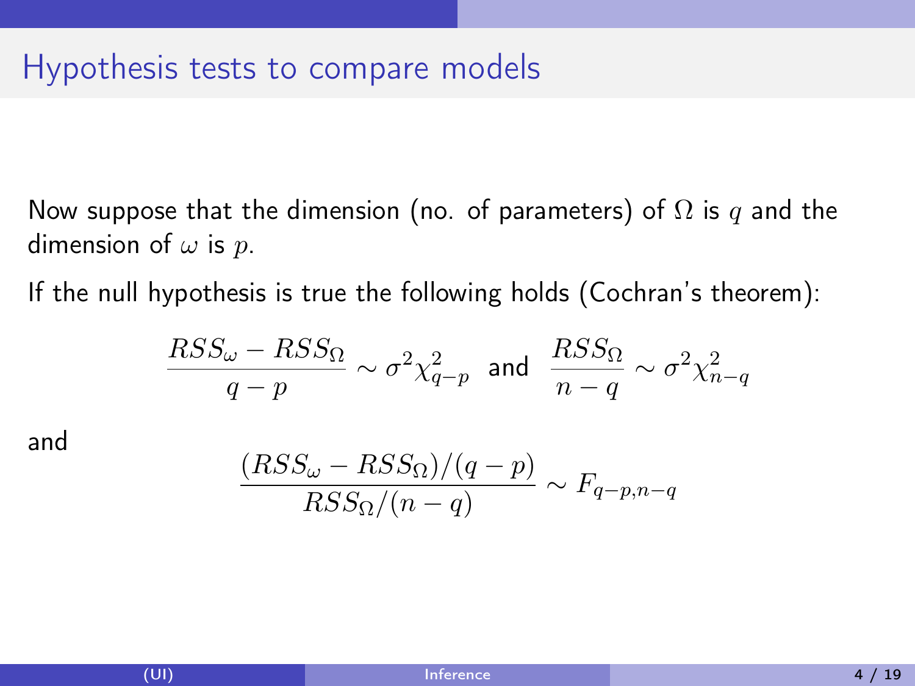# Hypothesis tests to compare models

Now suppose that the dimension (no. of parameters) of $\Omega$ is $q$ and the dimension of $\omega$ is $p$.

If the null hypothesis is true the following holds (Cochran's theorem):

$$\frac{RSS_\omega - RSS_\Omega}{q-p} \sim \sigma^2 \chi^2_{q-p} \text{ and } \frac{RSS_\Omega}{n-q} \sim \sigma^2 \chi^2_{n-q}$$

and

$$\frac{(RSS_\omega - RSS_\Omega)/(q-p)}{RSS_\Omega/(n-q)} \sim F_{q-p,n-q}$$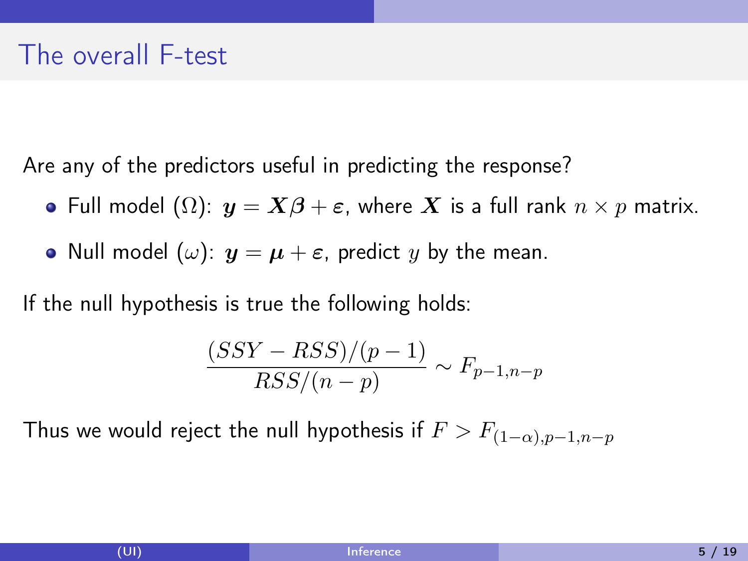# The overall F-test

Are any of the predictors useful in predicting the response?

- Full model ($\Omega$): $\boldsymbol{y} = \boldsymbol{X}\boldsymbol{\beta} + \boldsymbol{\varepsilon}$, where $\boldsymbol{X}$ is a full rank $n \times p$ matrix.
- Null model ($\omega$): $\boldsymbol{y} = \boldsymbol{\mu} + \boldsymbol{\varepsilon}$, predict $y$ by the mean.

If the null hypothesis is true the following holds:

$$\frac{(SSY - RSS)/(p-1)}{RSS/(n-p)} \sim F_{p-1,n-p}$$

Thus we would reject the null hypothesis if $F > F_{(1-\alpha),p-1,n-p}$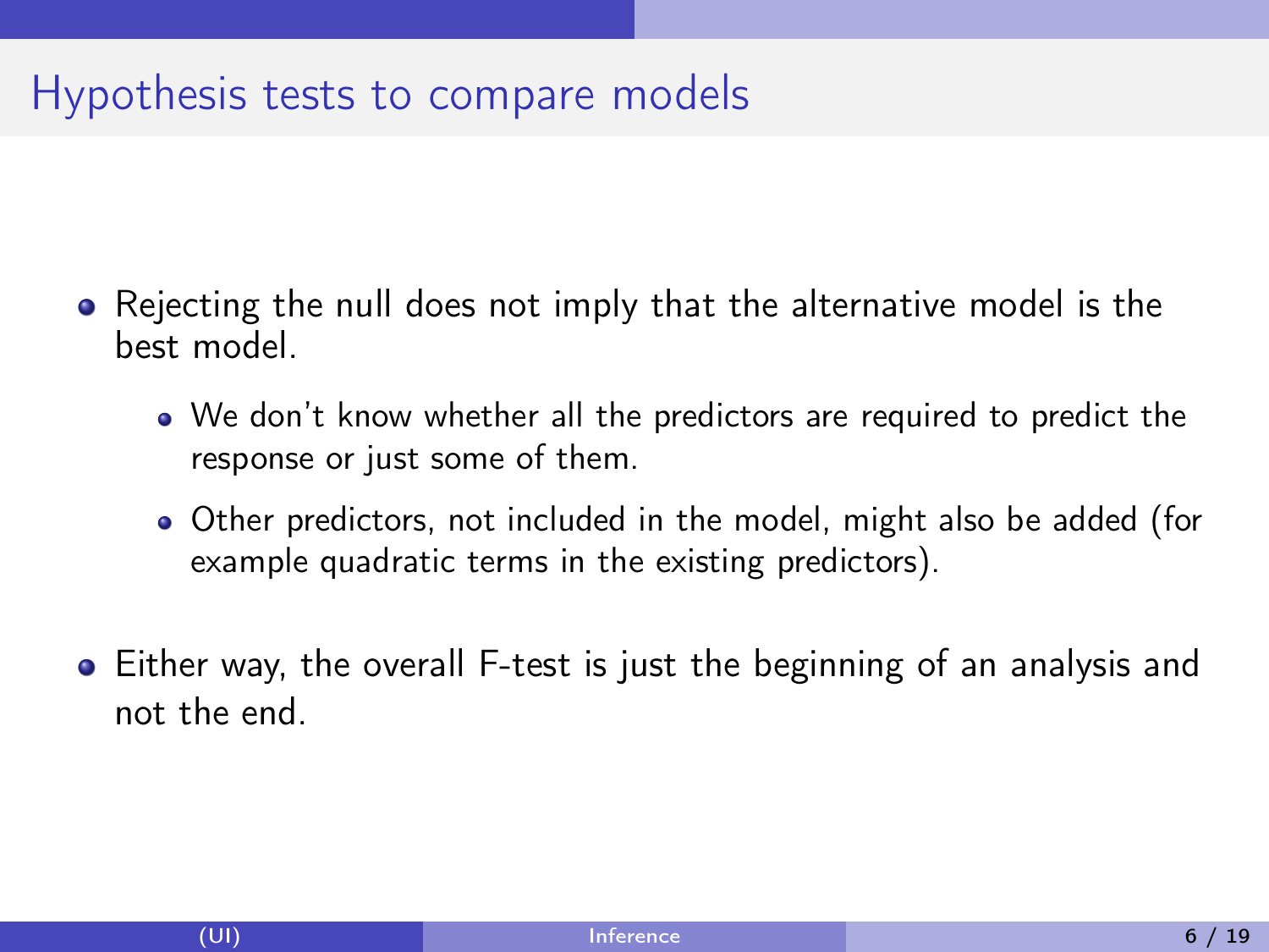# Hypothesis tests to compare models

- Rejecting the null does not imply that the alternative model is the best model.
  - We don't know whether all the predictors are required to predict the response or just some of them.
  - Other predictors, not included in the model, might also be added (for example quadratic terms in the existing predictors).
- Either way, the overall F-test is just the beginning of an analysis and not the end.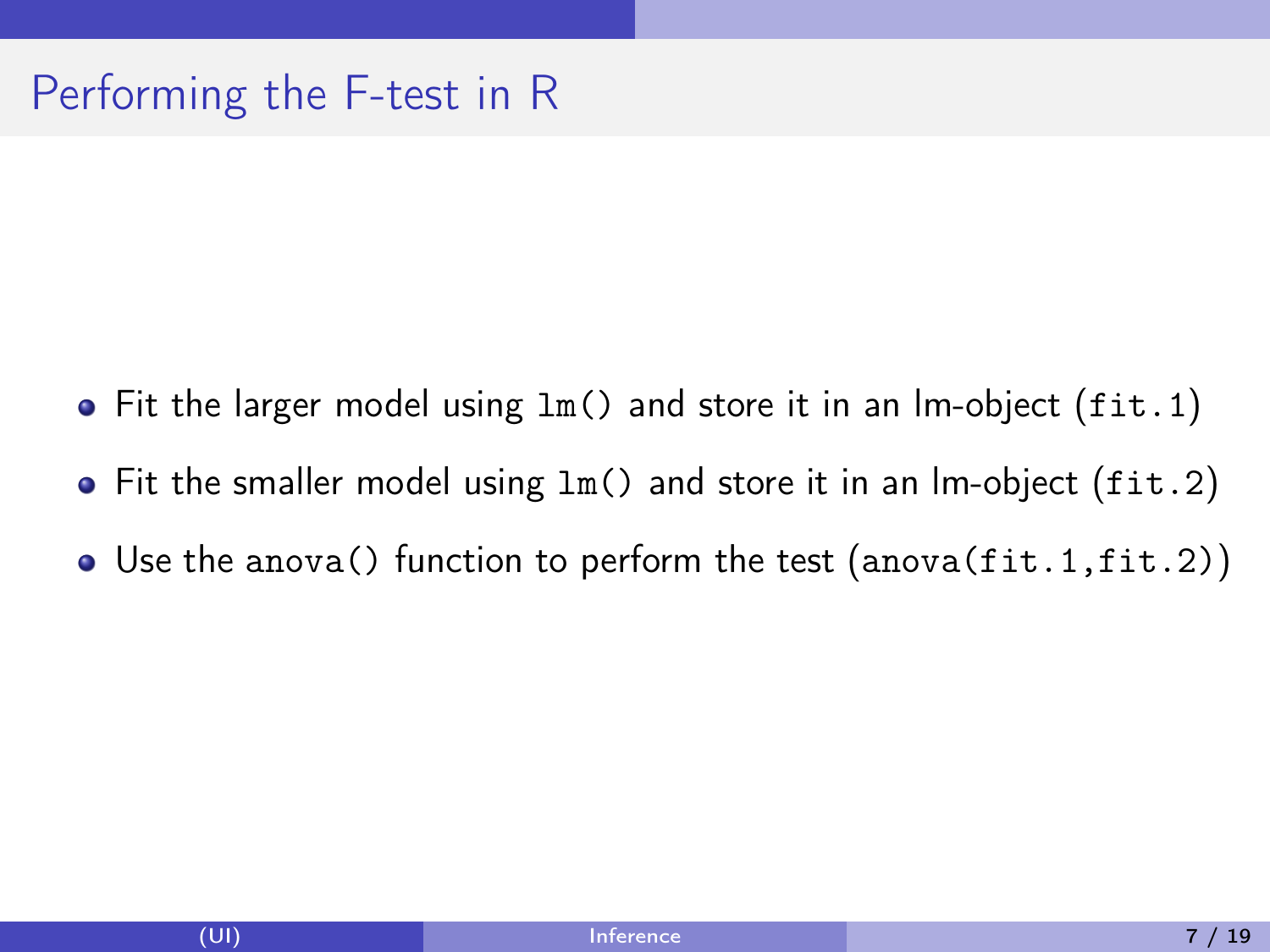# Performing the F-test in R

- Fit the larger model using `lm()` and store it in an lm-object (`fit.1`)
- Fit the smaller model using `lm()` and store it in an lm-object (`fit.2`)
- Use the `anova()` function to perform the test (`anova(fit.1,fit.2)`)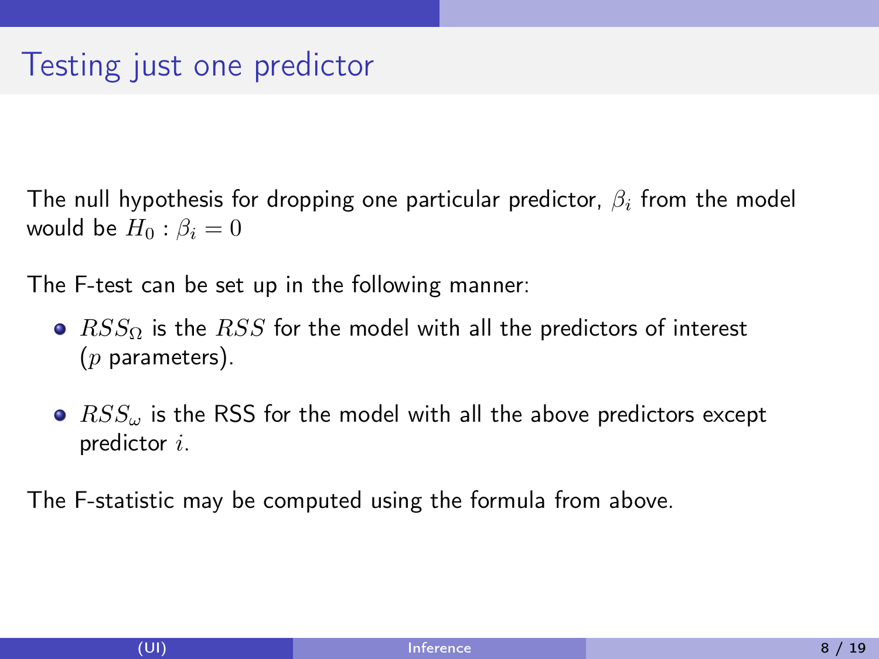# Testing just one predictor

The null hypothesis for dropping one particular predictor, $\beta_i$ from the model would be $H_0 : \beta_i = 0$

The F-test can be set up in the following manner:

- $RSS_\Omega$ is the $RSS$ for the model with all the predictors of interest ($p$ parameters).
- $RSS_\omega$ is the RSS for the model with all the above predictors except predictor $i$.

The F-statistic may be computed using the formula from above.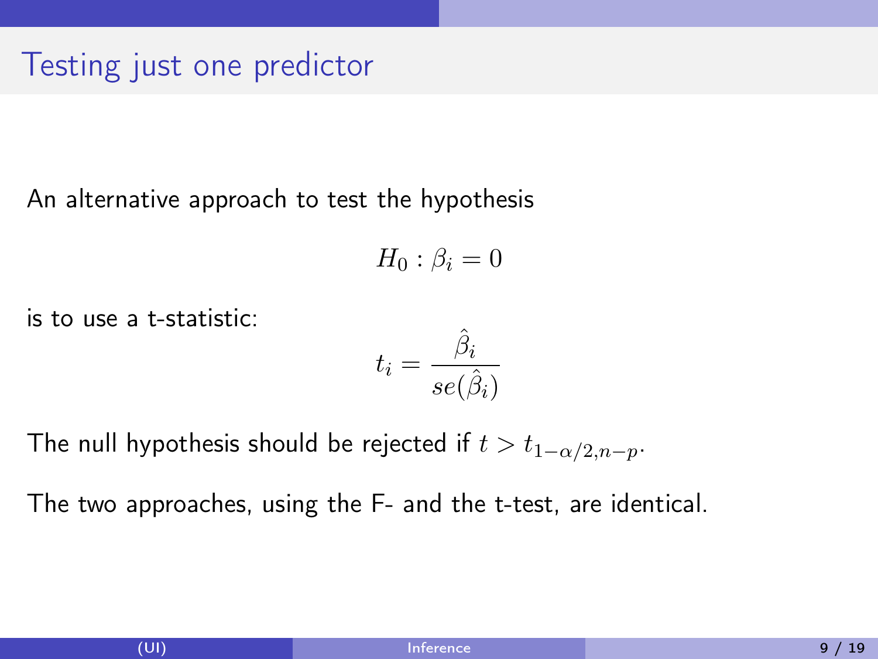# Testing just one predictor

An alternative approach to test the hypothesis

$$H_0 : \beta_i = 0$$

is to use a t-statistic:

$$t_i = \frac{\hat{\beta}_i}{se(\hat{\beta}_i)}$$

The null hypothesis should be rejected if $t > t_{1-\alpha/2,n-p}$.

The two approaches, using the F- and the t-test, are identical.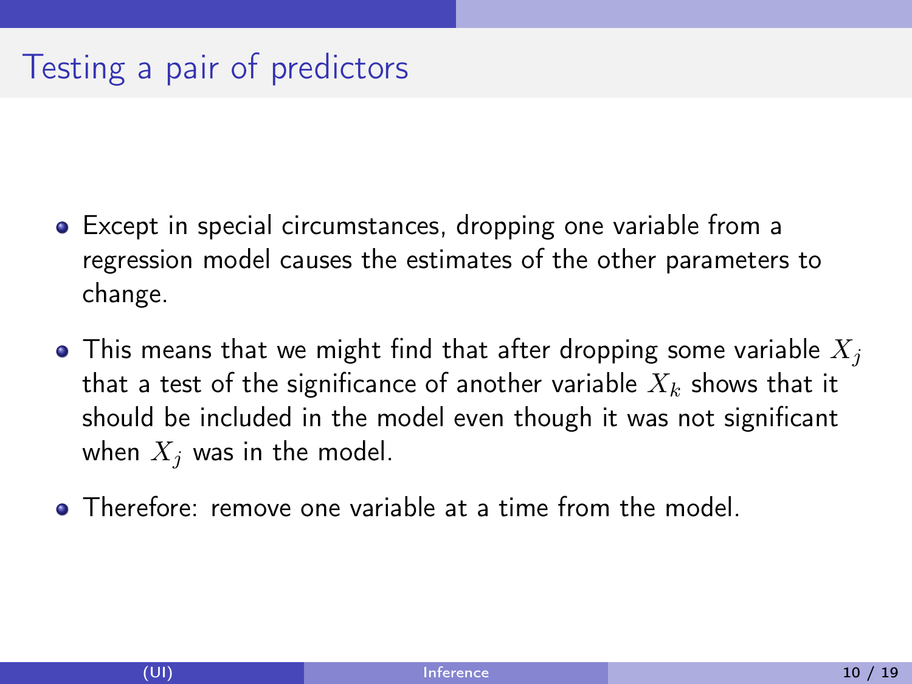# Testing a pair of predictors

- Except in special circumstances, dropping one variable from a regression model causes the estimates of the other parameters to change.
- This means that we might find that after dropping some variable $X_j$ that a test of the significance of another variable $X_k$ shows that it should be included in the model even though it was not significant when $X_j$ was in the model.
- Therefore: remove one variable at a time from the model.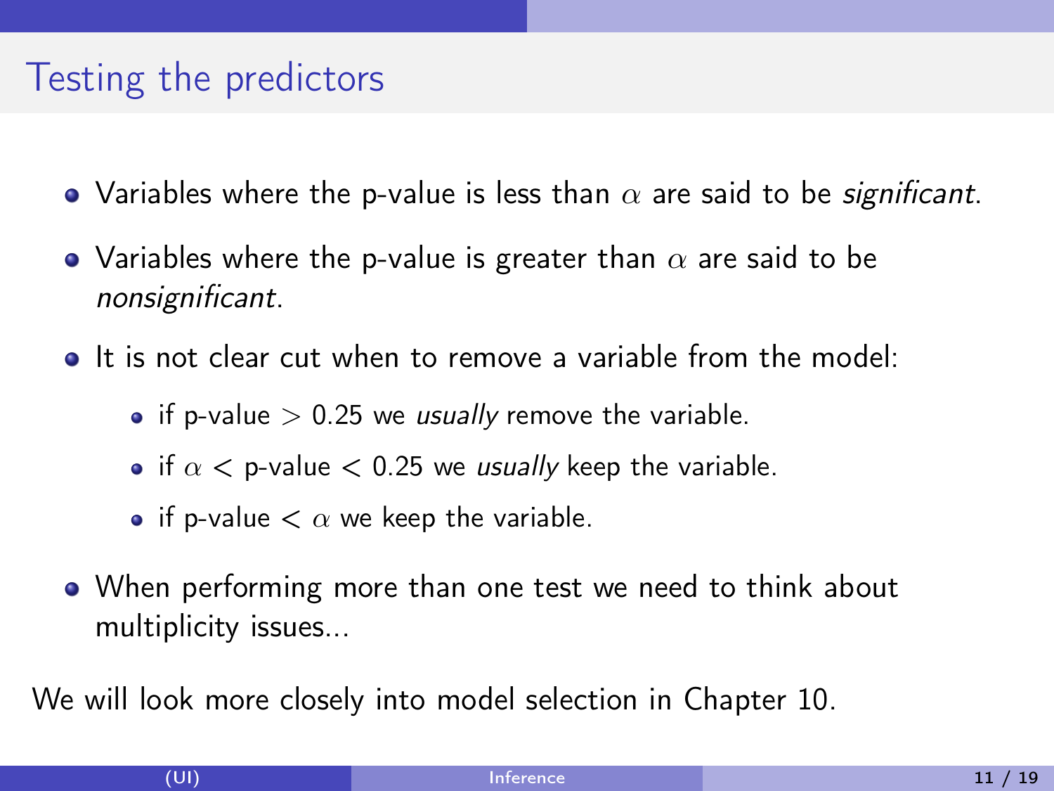# Testing the predictors

- Variables where the p-value is less than $\alpha$ are said to be *significant*.
- Variables where the p-value is greater than $\alpha$ are said to be *nonsignificant*.
- It is not clear cut when to remove a variable from the model:
  - if p-value $> 0.25$ we *usually* remove the variable.
  - if $\alpha <$ p-value $< 0.25$ we *usually* keep the variable.
  - if p-value $< \alpha$ we keep the variable.
- When performing more than one test we need to think about multiplicity issues...

We will look more closely into model selection in Chapter 10.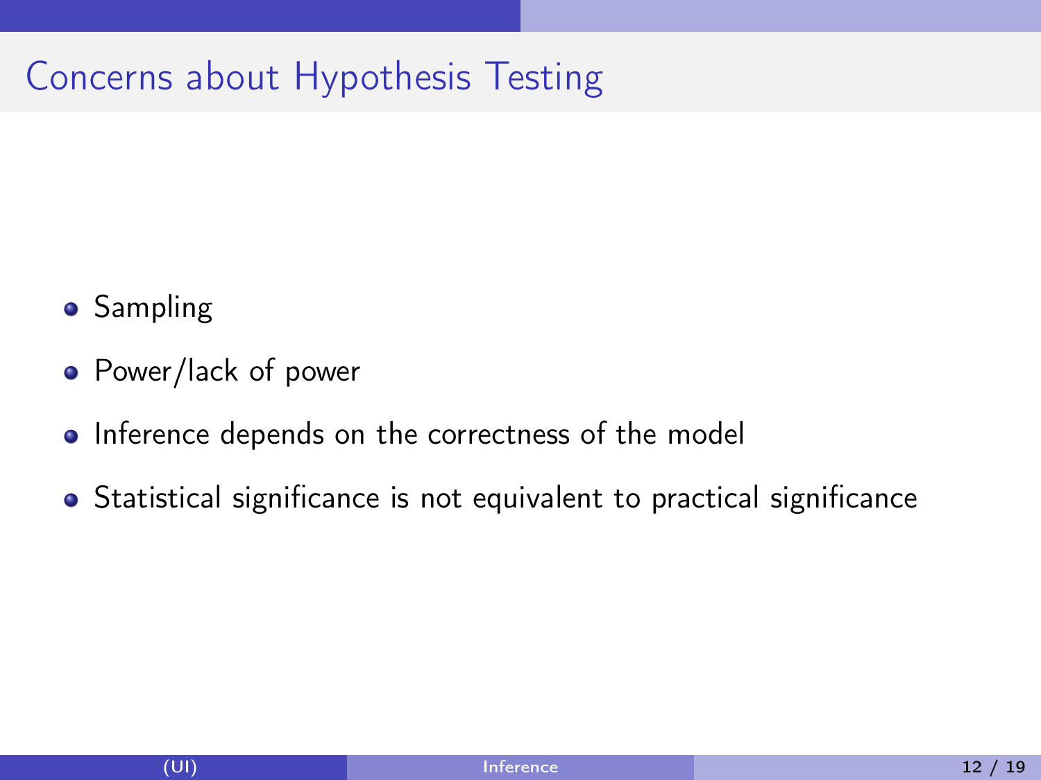# Concerns about Hypothesis Testing

- Sampling
- Power/lack of power
- Inference depends on the correctness of the model
- Statistical significance is not equivalent to practical significance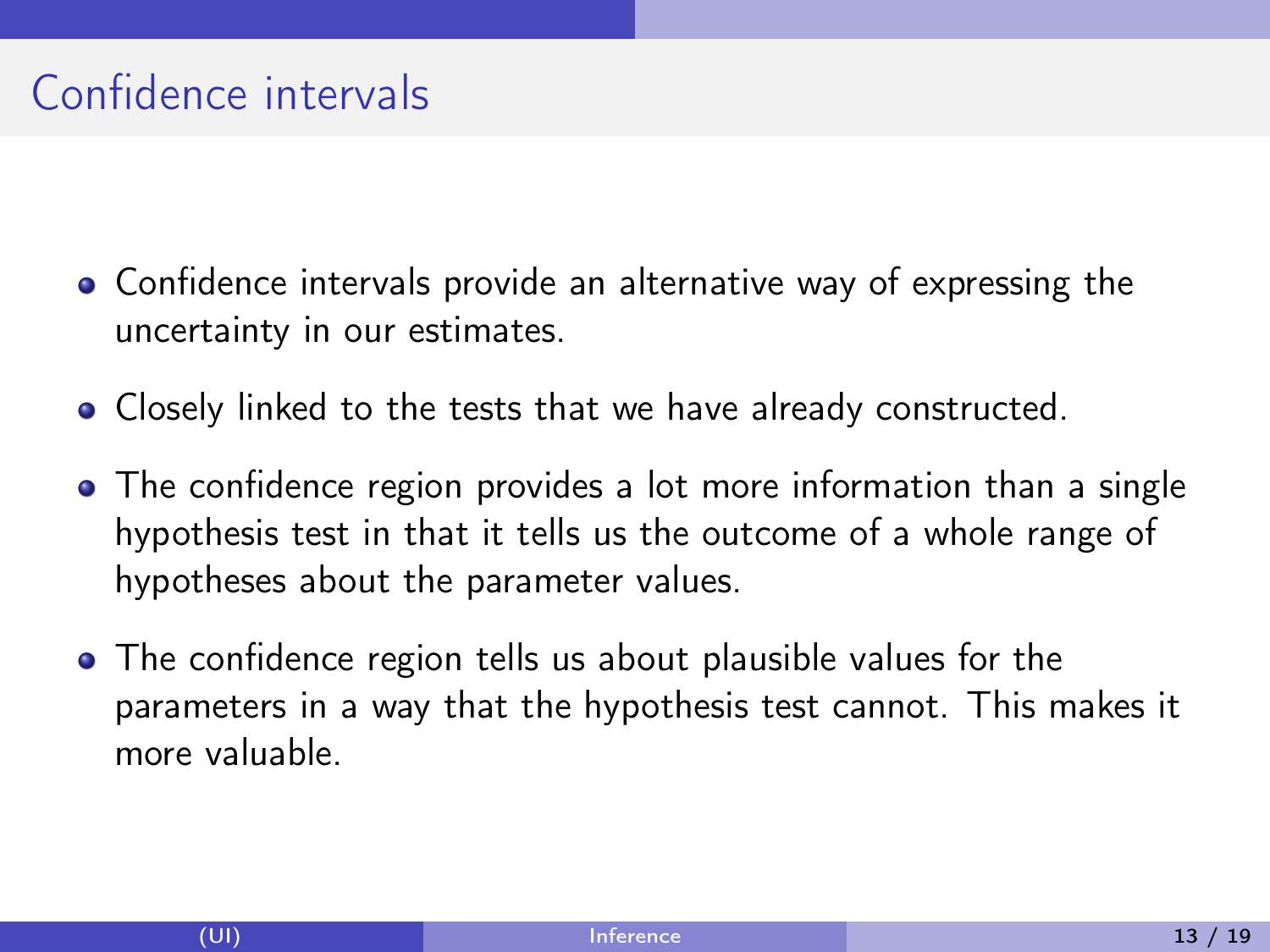# Confidence intervals

- Confidence intervals provide an alternative way of expressing the uncertainty in our estimates.
- Closely linked to the tests that we have already constructed.
- The confidence region provides a lot more information than a single hypothesis test in that it tells us the outcome of a whole range of hypotheses about the parameter values.
- The confidence region tells us about plausible values for the parameters in a way that the hypothesis test cannot. This makes it more valuable.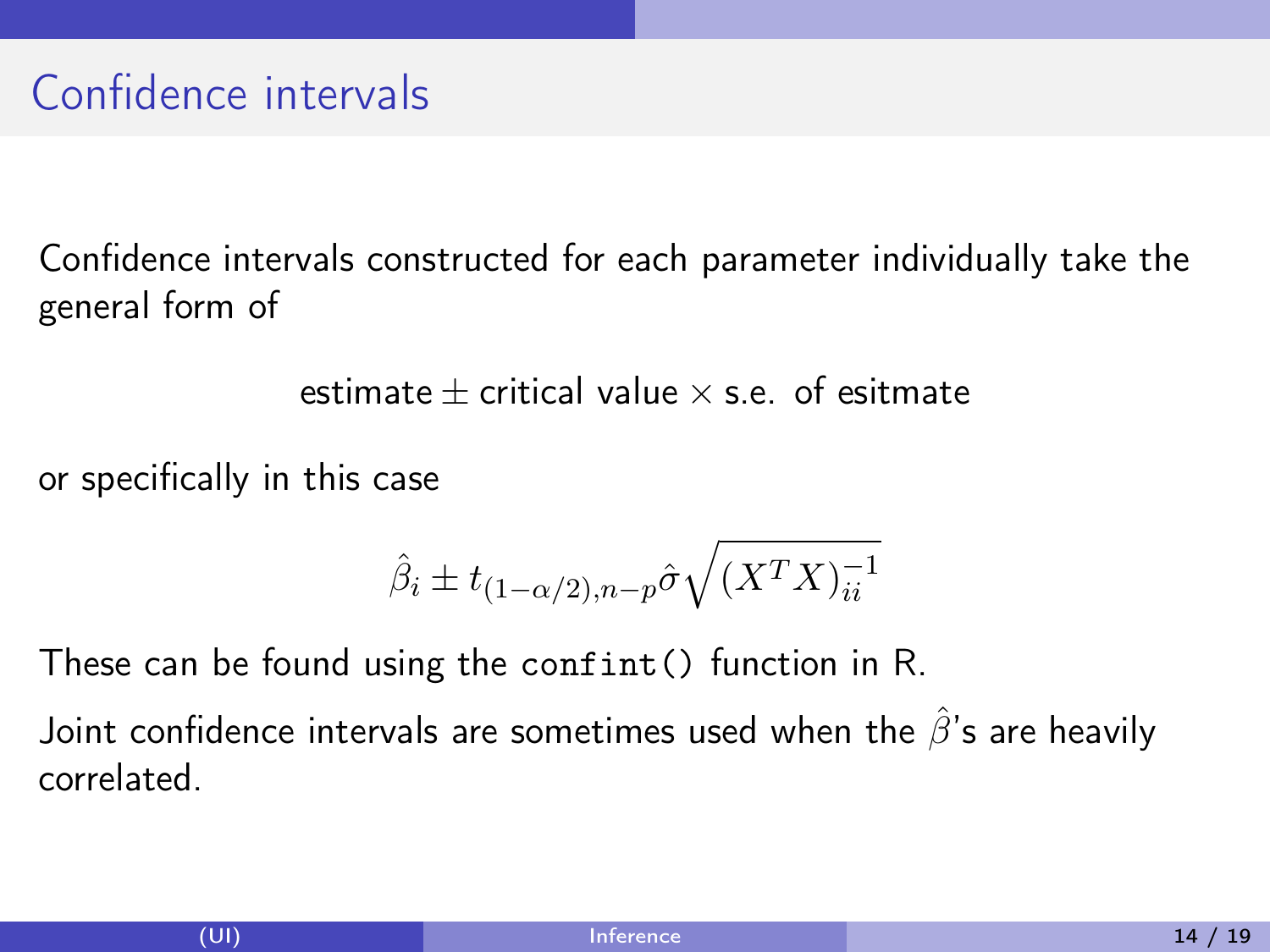# Confidence intervals

Confidence intervals constructed for each parameter individually take the general form of

$$\text{estimate} \pm \text{critical value} \times \text{s.e. of esitmate}$$

or specifically in this case

$$\hat{\beta}_i \pm t_{(1-\alpha/2),n-p}\hat{\sigma}\sqrt{(X^TX)^{-1}_{ii}}$$

These can be found using the `confint()` function in R.

Joint confidence intervals are sometimes used when the $\hat{\beta}$'s are heavily correlated.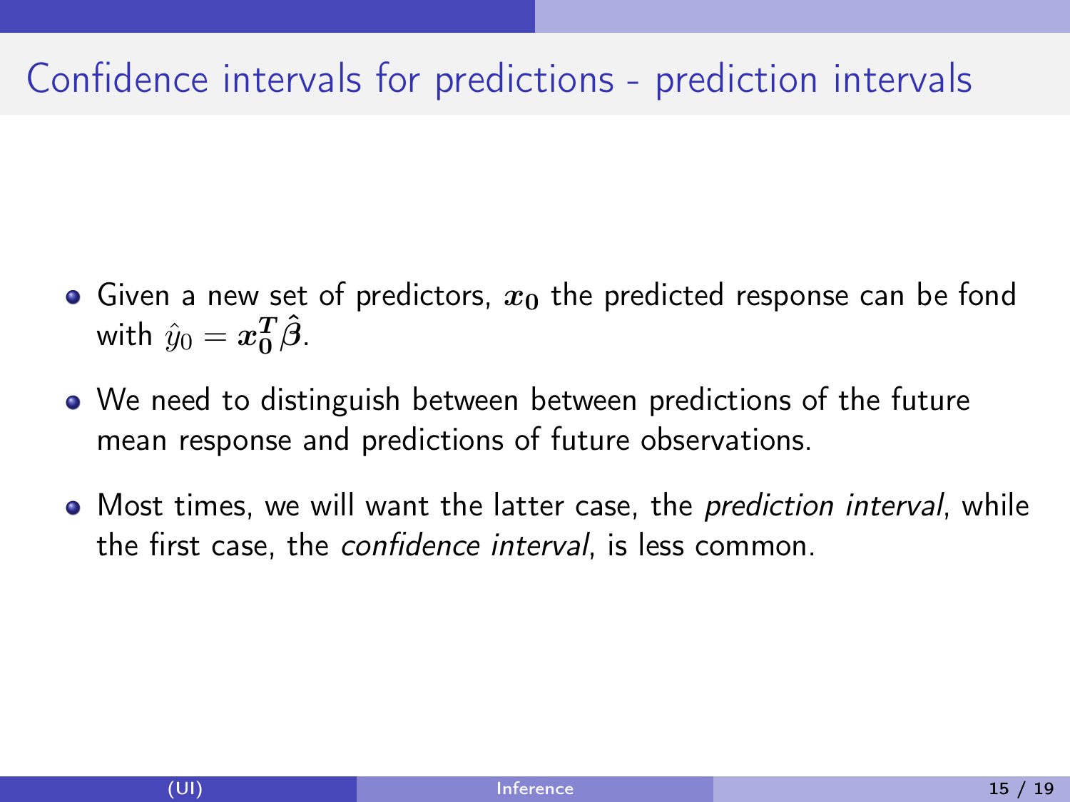# Confidence intervals for predictions - prediction intervals

- Given a new set of predictors, $\boldsymbol{x_0}$ the predicted response can be fond with $\hat{y}_0 = \boldsymbol{x_0^T}\hat{\boldsymbol{\beta}}$.
- We need to distinguish between between predictions of the future mean response and predictions of future observations.
- Most times, we will want the latter case, the *prediction interval*, while the first case, the *confidence interval*, is less common.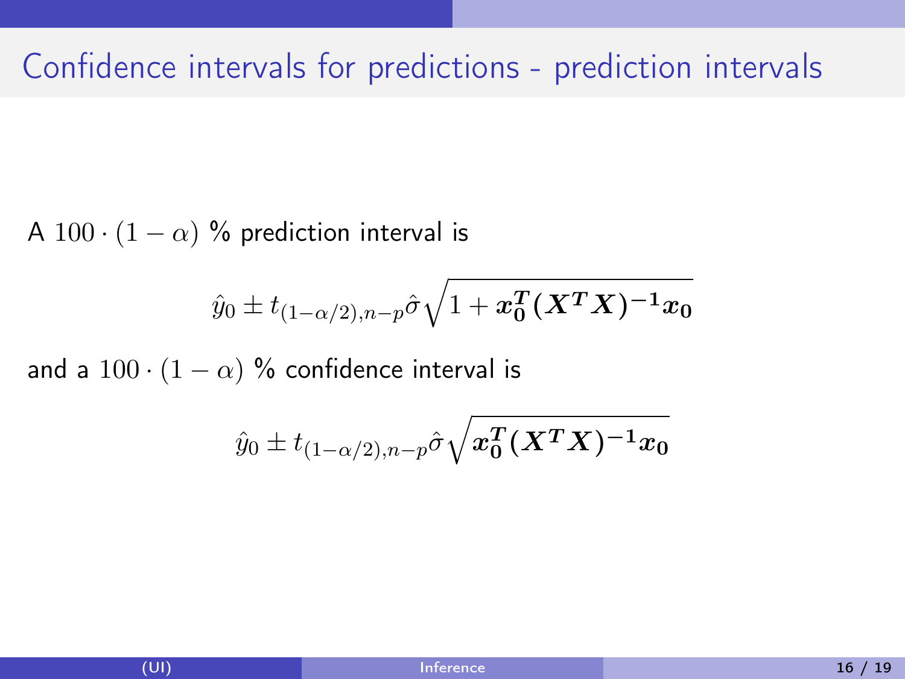# Confidence intervals for predictions - prediction intervals

A $100 \cdot (1 - \alpha)$ % prediction interval is

$$\hat{y}_0 \pm t_{(1-\alpha/2),n-p}\hat{\sigma}\sqrt{1 + \boldsymbol{x_0^T(X^TX)^{-1}x_0}}$$

and a $100 \cdot (1 - \alpha)$ % confidence interval is

$$\hat{y}_0 \pm t_{(1-\alpha/2),n-p}\hat{\sigma}\sqrt{\boldsymbol{x_0^T(X^TX)^{-1}x_0}}$$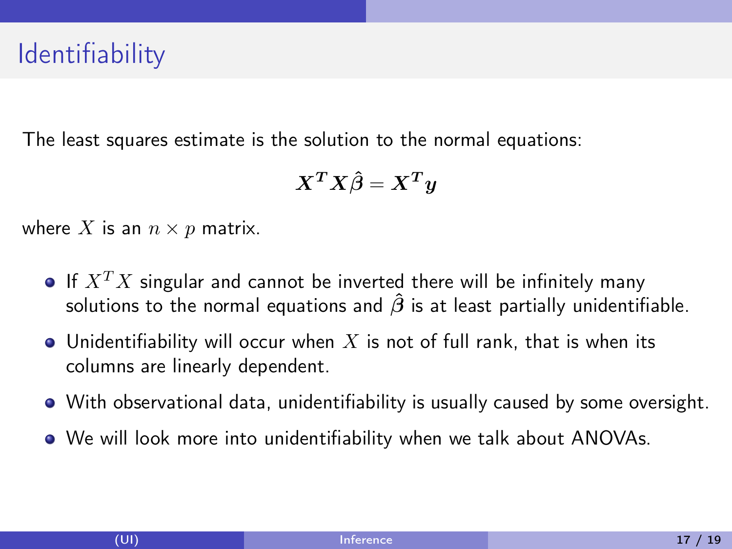# Identifiability

The least squares estimate is the solution to the normal equations:

$$\boldsymbol{X^T X \hat{\beta} = X^T y}$$

where $X$ is an $n \times p$ matrix.

- If $X^T X$ singular and cannot be inverted there will be infinitely many solutions to the normal equations and $\hat{\boldsymbol{\beta}}$ is at least partially unidentifiable.
- Unidentifiability will occur when $X$ is not of full rank, that is when its columns are linearly dependent.
- With observational data, unidentifiability is usually caused by some oversight.
- We will look more into unidentifiability when we talk about ANOVAs.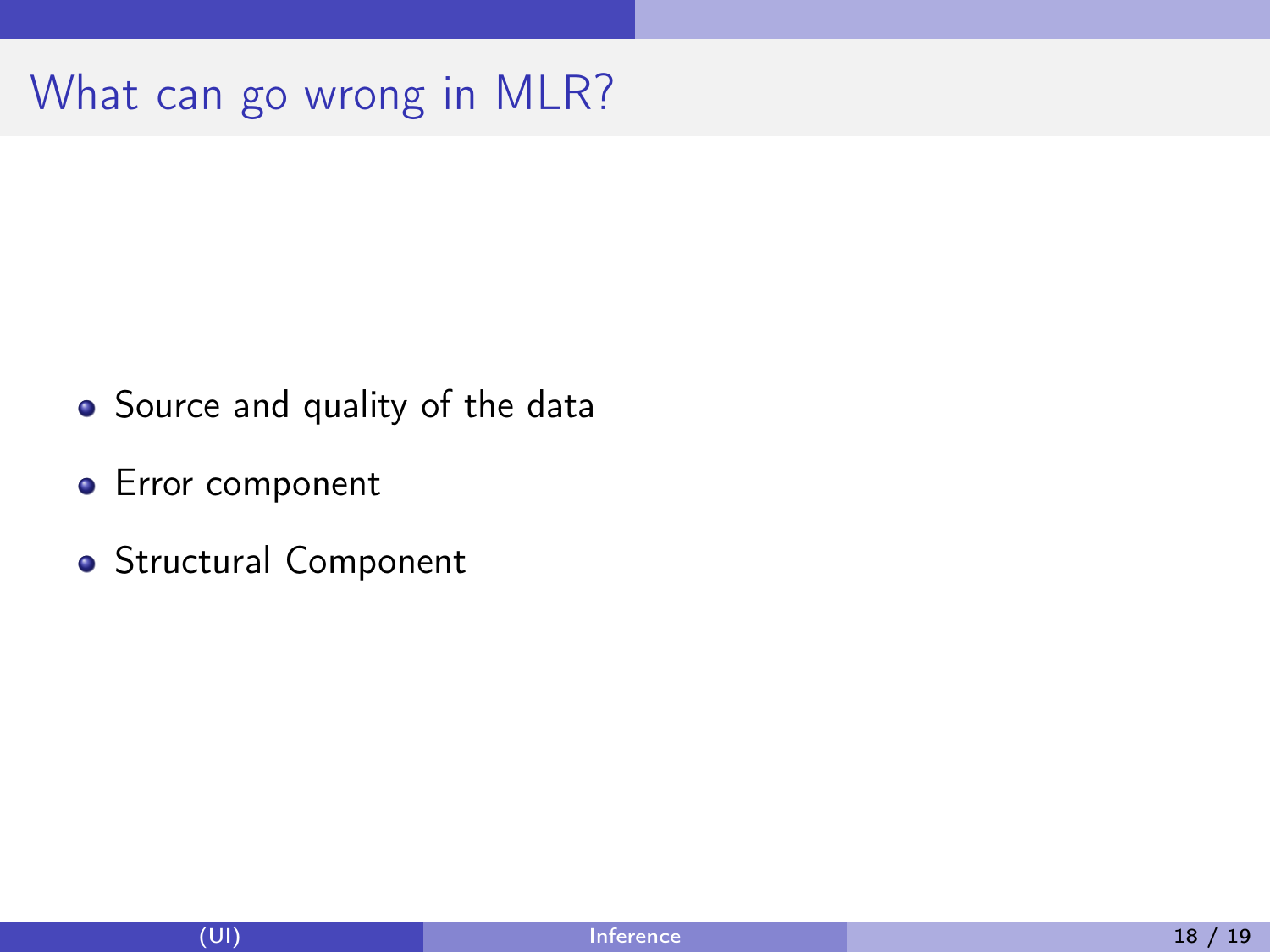# What can go wrong in MLR?

- Source and quality of the data
- Error component
- Structural Component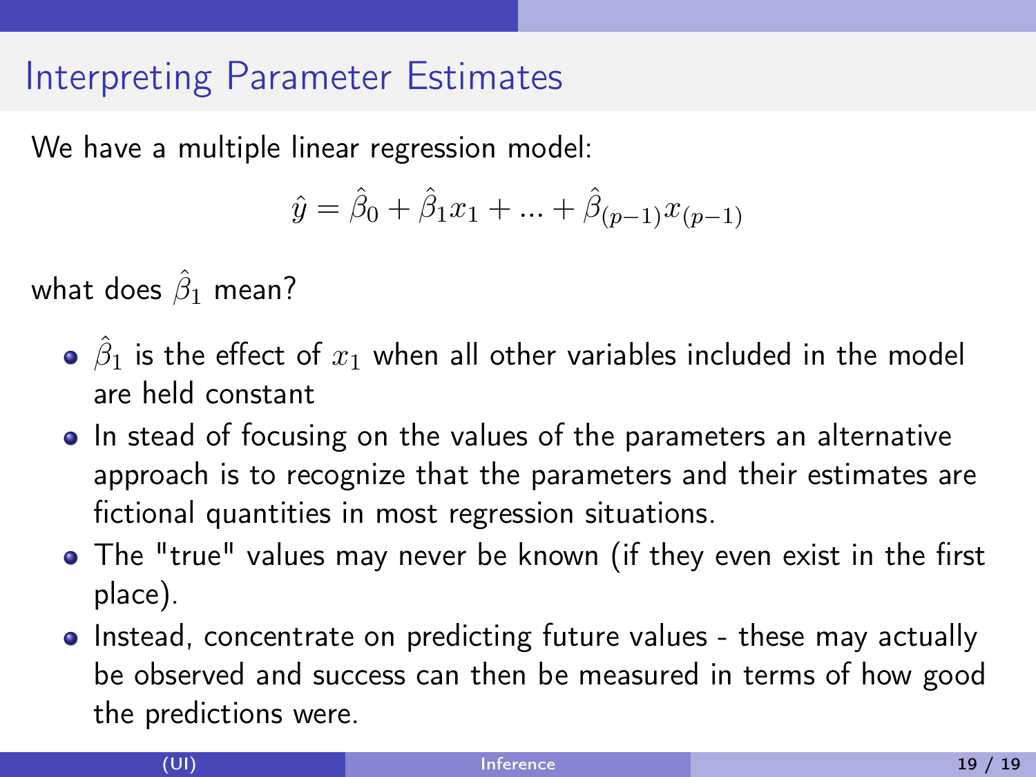# Interpreting Parameter Estimates

We have a multiple linear regression model:

$$\hat{y} = \hat{\beta}_0 + \hat{\beta}_1 x_1 + ... + \hat{\beta}_{(p-1)} x_{(p-1)}$$

what does $\hat{\beta}_1$ mean?

- $\hat{\beta}_1$ is the effect of $x_1$ when all other variables included in the model are held constant
- In stead of focusing on the values of the parameters an alternative approach is to recognize that the parameters and their estimates are fictional quantities in most regression situations.
- The "true" values may never be known (if they even exist in the first place).
- Instead, concentrate on predicting future values - these may actually be observed and success can then be measured in terms of how good the predictions were.